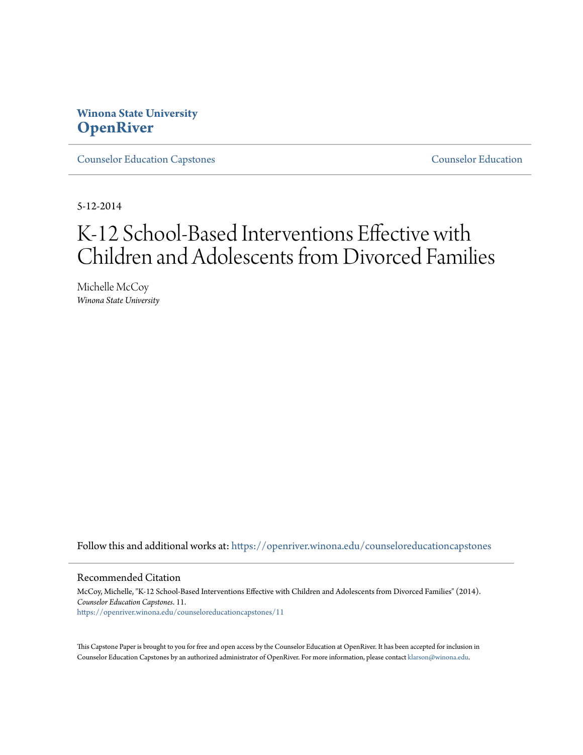Winona State University
**OpenRiver**

Counselor Education Capstones | Counselor Education

5-12-2014

# K-12 School-Based Interventions Effective with Children and Adolescents from Divorced Families

Michelle McCoy
*Winona State University*

Follow this and additional works at: https://openriver.winona.edu/counseloreducationcapstones

## Recommended Citation

McCoy, Michelle, "K-12 School-Based Interventions Effective with Children and Adolescents from Divorced Families" (2014). *Counselor Education Capstones*. 11.
https://openriver.winona.edu/counseloreducationcapstones/11

This Capstone Paper is brought to you for free and open access by the Counselor Education at OpenRiver. It has been accepted for inclusion in Counselor Education Capstones by an authorized administrator of OpenRiver. For more information, please contact klarson@winona.edu.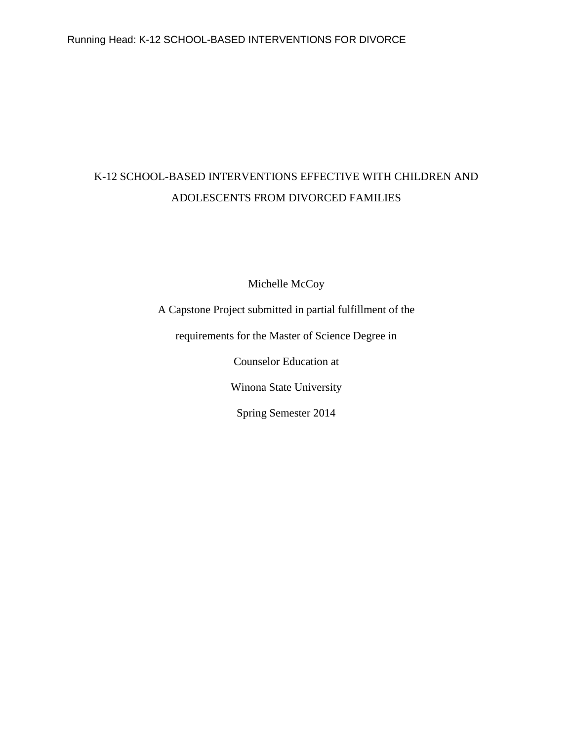# K-12 SCHOOL-BASED INTERVENTIONS EFFECTIVE WITH CHILDREN AND ADOLESCENTS FROM DIVORCED FAMILIES

Michelle McCoy

A Capstone Project submitted in partial fulfillment of the

requirements for the Master of Science Degree in

Counselor Education at

Winona State University

Spring Semester 2014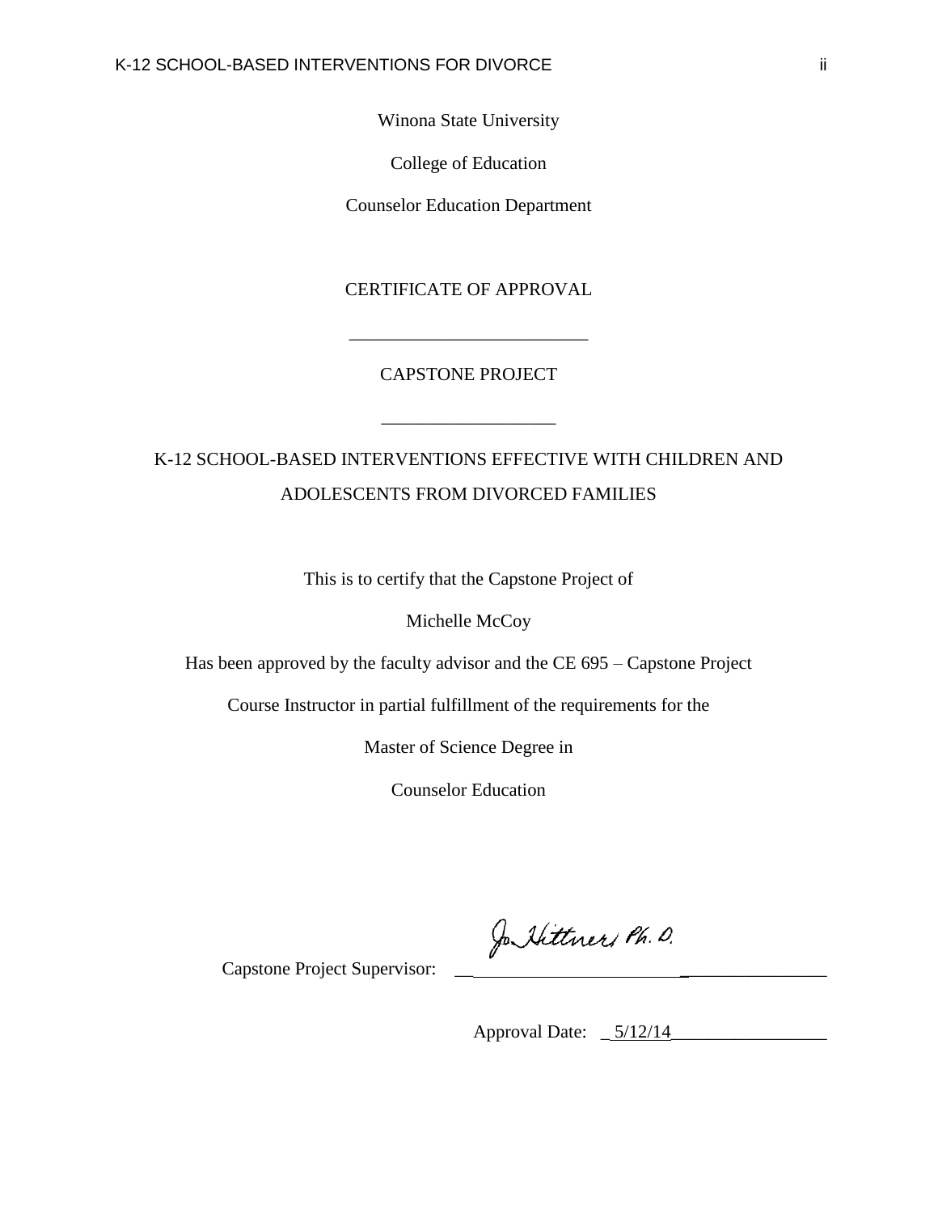Winona State University

College of Education

Counselor Education Department

CERTIFICATE OF APPROVAL

___________________________

CAPSTONE PROJECT

___________________

K-12 SCHOOL-BASED INTERVENTIONS EFFECTIVE WITH CHILDREN AND ADOLESCENTS FROM DIVORCED FAMILIES

This is to certify that the Capstone Project of

Michelle McCoy

Has been approved by the faculty advisor and the CE 695 – Capstone Project

Course Instructor in partial fulfillment of the requirements for the

Master of Science Degree in

Counselor Education

Capstone Project Supervisor: Jo Hittner Ph.D.

Approval Date: 5/12/14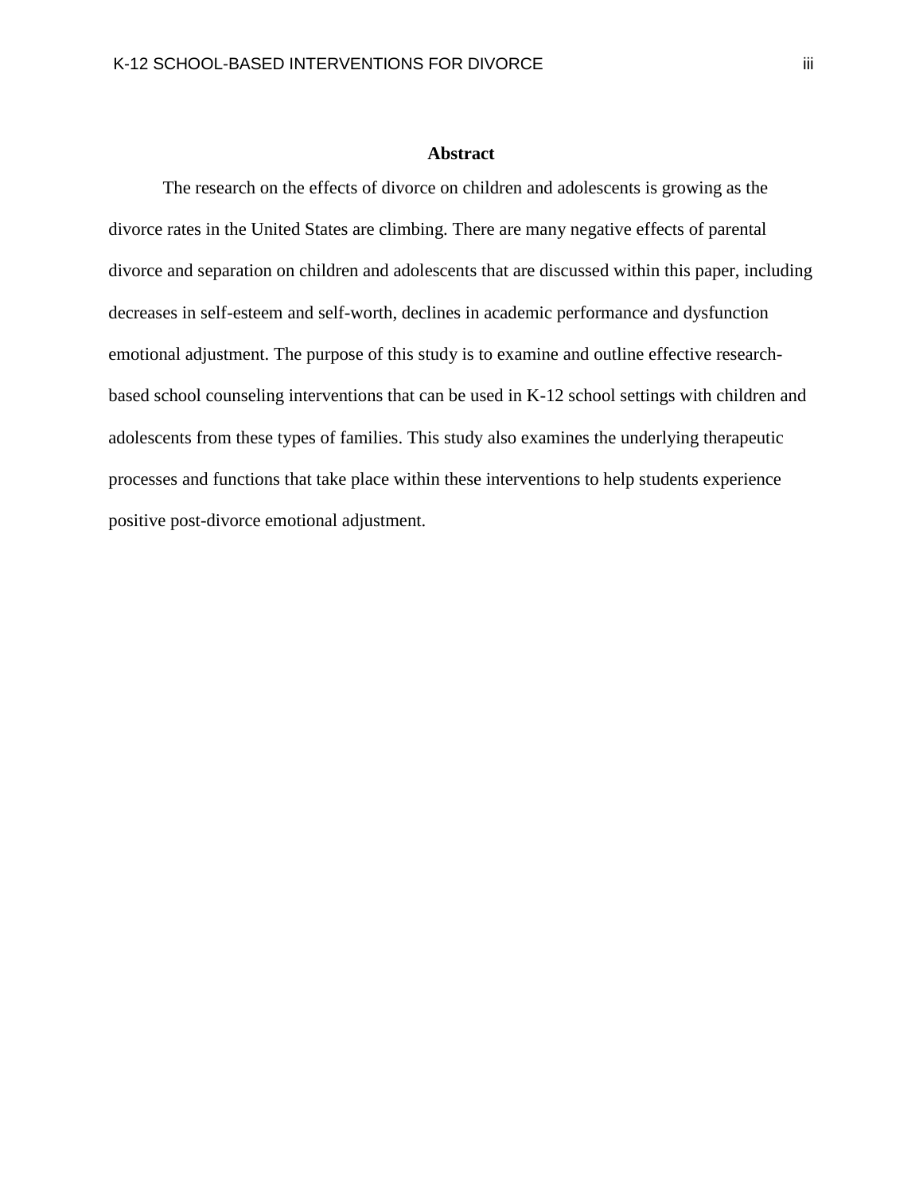# Abstract

The research on the effects of divorce on children and adolescents is growing as the divorce rates in the United States are climbing. There are many negative effects of parental divorce and separation on children and adolescents that are discussed within this paper, including decreases in self-esteem and self-worth, declines in academic performance and dysfunction emotional adjustment. The purpose of this study is to examine and outline effective research-based school counseling interventions that can be used in K-12 school settings with children and adolescents from these types of families. This study also examines the underlying therapeutic processes and functions that take place within these interventions to help students experience positive post-divorce emotional adjustment.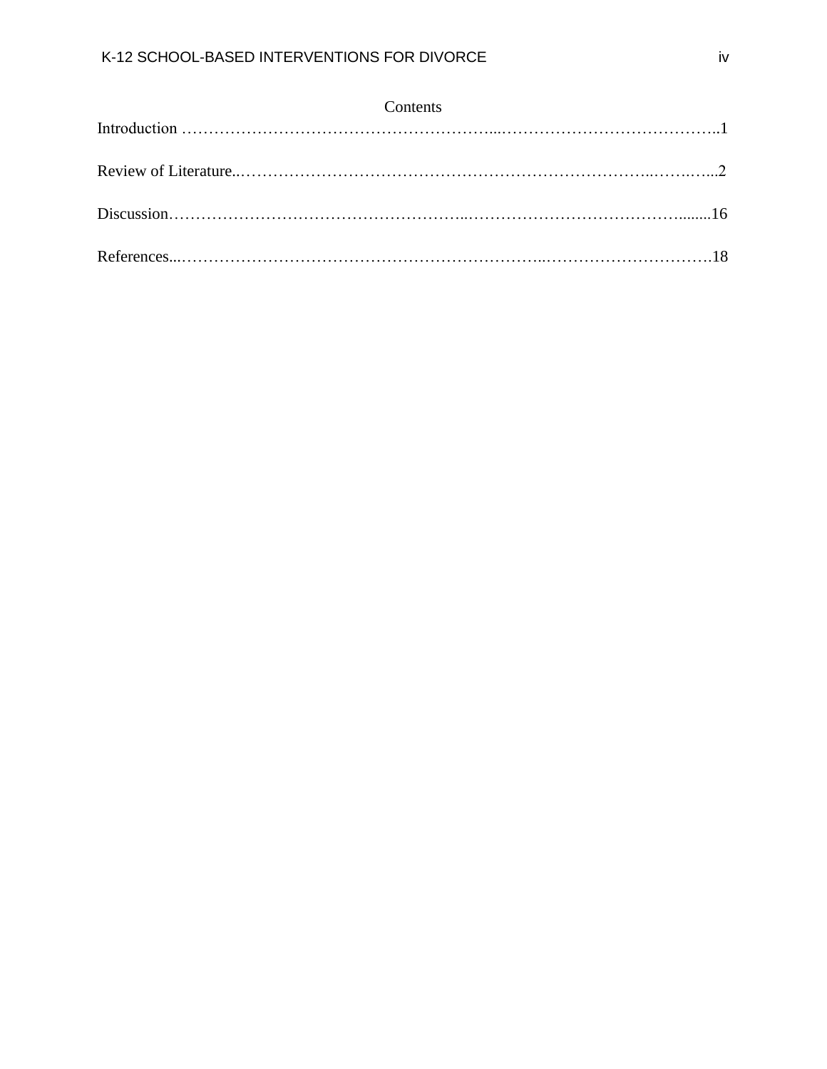# Contents

Introduction ……………………………………………………...…………………………………..1

Review of Literature..…………………………………………………………………..……..…...2

Discussion………………………………………………..…………………………………........16

References...…………………………………………………………..…………………………18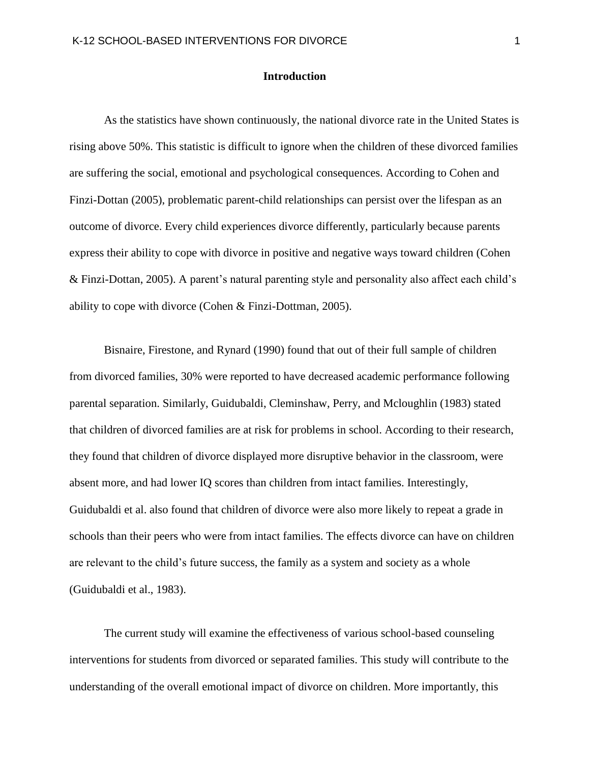# Introduction

As the statistics have shown continuously, the national divorce rate in the United States is rising above 50%. This statistic is difficult to ignore when the children of these divorced families are suffering the social, emotional and psychological consequences. According to Cohen and Finzi-Dottan (2005), problematic parent-child relationships can persist over the lifespan as an outcome of divorce. Every child experiences divorce differently, particularly because parents express their ability to cope with divorce in positive and negative ways toward children (Cohen & Finzi-Dottan, 2005). A parent's natural parenting style and personality also affect each child's ability to cope with divorce (Cohen & Finzi-Dottman, 2005).

Bisnaire, Firestone, and Rynard (1990) found that out of their full sample of children from divorced families, 30% were reported to have decreased academic performance following parental separation. Similarly, Guidubaldi, Cleminshaw, Perry, and Mcloughlin (1983) stated that children of divorced families are at risk for problems in school. According to their research, they found that children of divorce displayed more disruptive behavior in the classroom, were absent more, and had lower IQ scores than children from intact families. Interestingly, Guidubaldi et al. also found that children of divorce were also more likely to repeat a grade in schools than their peers who were from intact families. The effects divorce can have on children are relevant to the child's future success, the family as a system and society as a whole (Guidubaldi et al., 1983).

The current study will examine the effectiveness of various school-based counseling interventions for students from divorced or separated families. This study will contribute to the understanding of the overall emotional impact of divorce on children. More importantly, this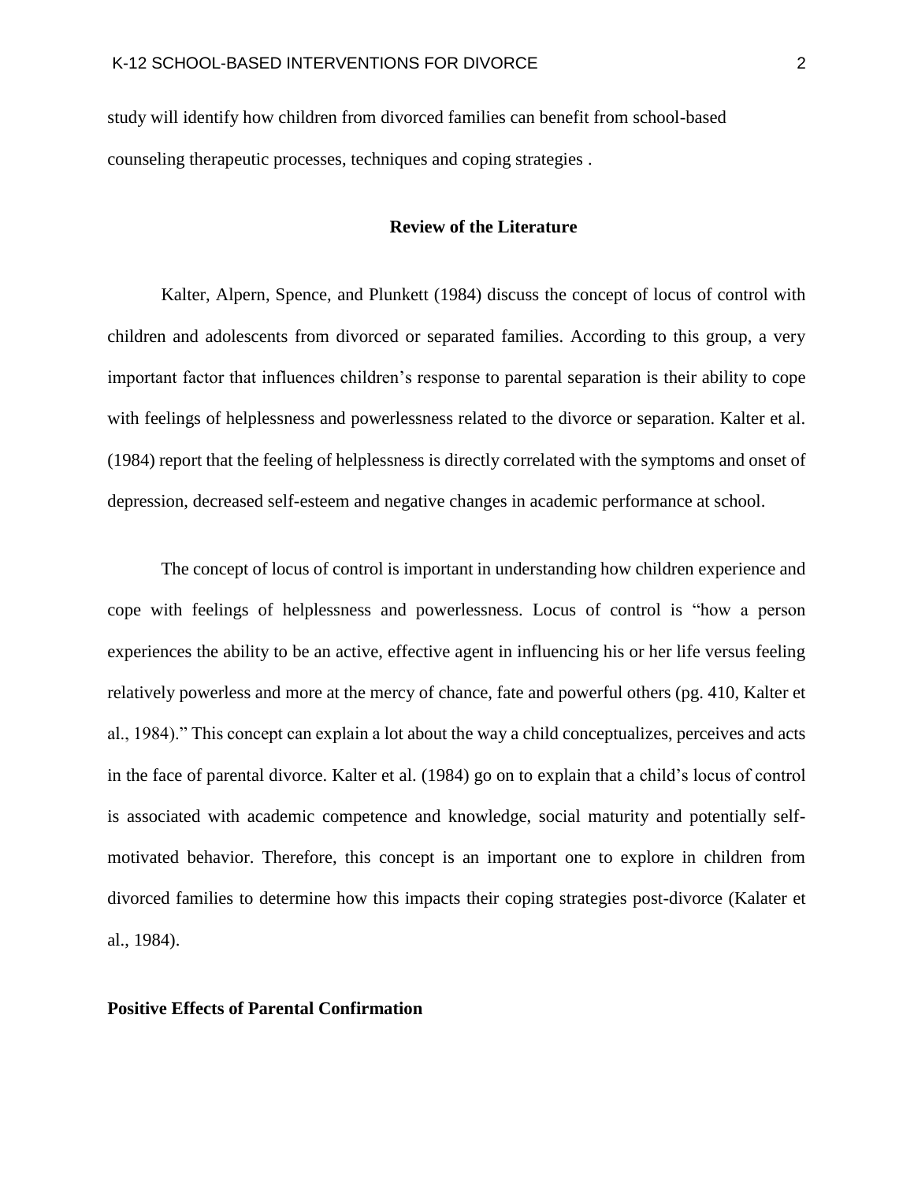study will identify how children from divorced families can benefit from school-based counseling therapeutic processes, techniques and coping strategies .

## Review of the Literature

Kalter, Alpern, Spence, and Plunkett (1984) discuss the concept of locus of control with children and adolescents from divorced or separated families. According to this group, a very important factor that influences children's response to parental separation is their ability to cope with feelings of helplessness and powerlessness related to the divorce or separation. Kalter et al. (1984) report that the feeling of helplessness is directly correlated with the symptoms and onset of depression, decreased self-esteem and negative changes in academic performance at school.

The concept of locus of control is important in understanding how children experience and cope with feelings of helplessness and powerlessness. Locus of control is "how a person experiences the ability to be an active, effective agent in influencing his or her life versus feeling relatively powerless and more at the mercy of chance, fate and powerful others (pg. 410, Kalter et al., 1984)." This concept can explain a lot about the way a child conceptualizes, perceives and acts in the face of parental divorce. Kalter et al. (1984) go on to explain that a child's locus of control is associated with academic competence and knowledge, social maturity and potentially self-motivated behavior. Therefore, this concept is an important one to explore in children from divorced families to determine how this impacts their coping strategies post-divorce (Kalater et al., 1984).

### Positive Effects of Parental Confirmation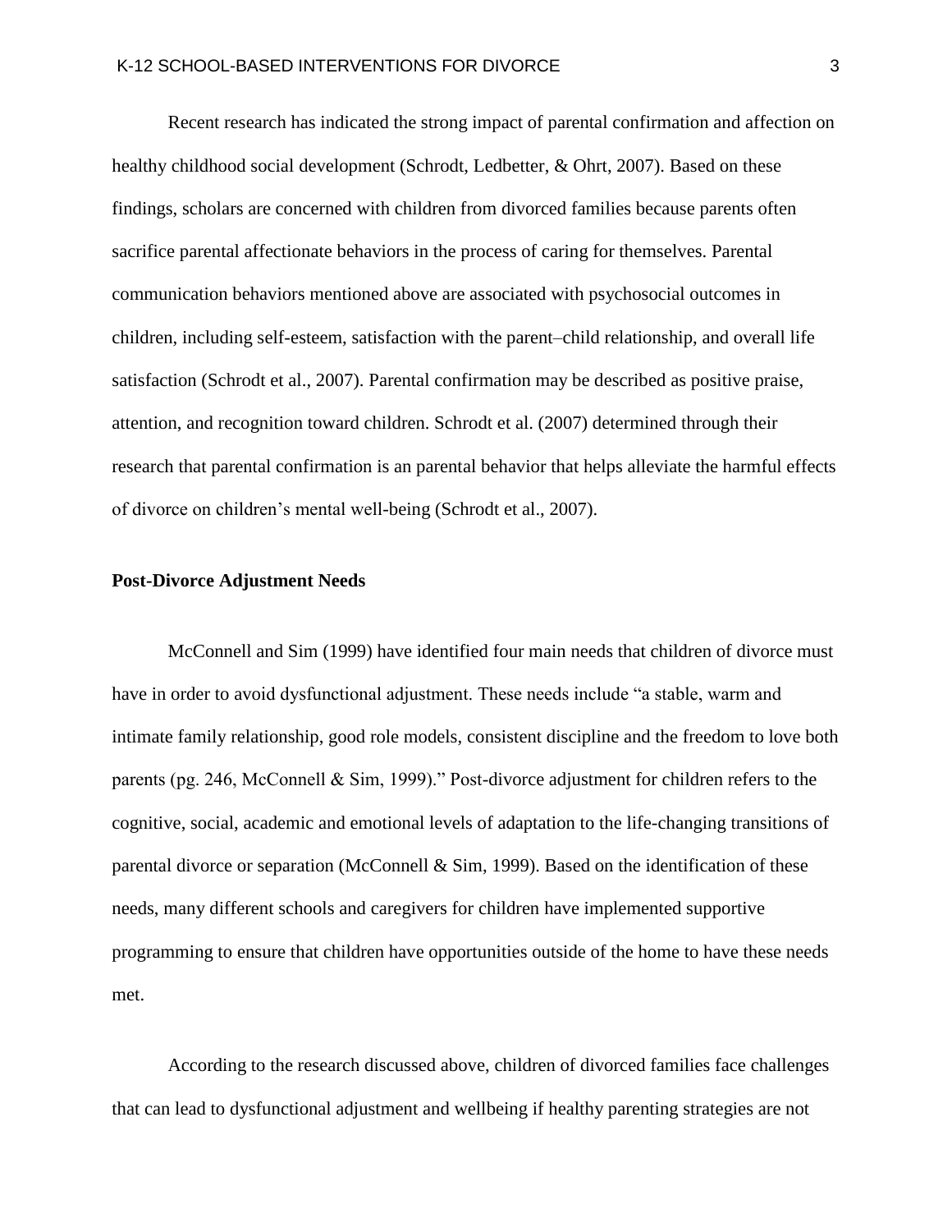Recent research has indicated the strong impact of parental confirmation and affection on healthy childhood social development (Schrodt, Ledbetter, & Ohrt, 2007). Based on these findings, scholars are concerned with children from divorced families because parents often sacrifice parental affectionate behaviors in the process of caring for themselves. Parental communication behaviors mentioned above are associated with psychosocial outcomes in children, including self-esteem, satisfaction with the parent–child relationship, and overall life satisfaction (Schrodt et al., 2007). Parental confirmation may be described as positive praise, attention, and recognition toward children. Schrodt et al. (2007) determined through their research that parental confirmation is an parental behavior that helps alleviate the harmful effects of divorce on children's mental well-being (Schrodt et al., 2007).

**Post-Divorce Adjustment Needs**

McConnell and Sim (1999) have identified four main needs that children of divorce must have in order to avoid dysfunctional adjustment. These needs include "a stable, warm and intimate family relationship, good role models, consistent discipline and the freedom to love both parents (pg. 246, McConnell & Sim, 1999)." Post-divorce adjustment for children refers to the cognitive, social, academic and emotional levels of adaptation to the life-changing transitions of parental divorce or separation (McConnell & Sim, 1999). Based on the identification of these needs, many different schools and caregivers for children have implemented supportive programming to ensure that children have opportunities outside of the home to have these needs met.

According to the research discussed above, children of divorced families face challenges that can lead to dysfunctional adjustment and wellbeing if healthy parenting strategies are not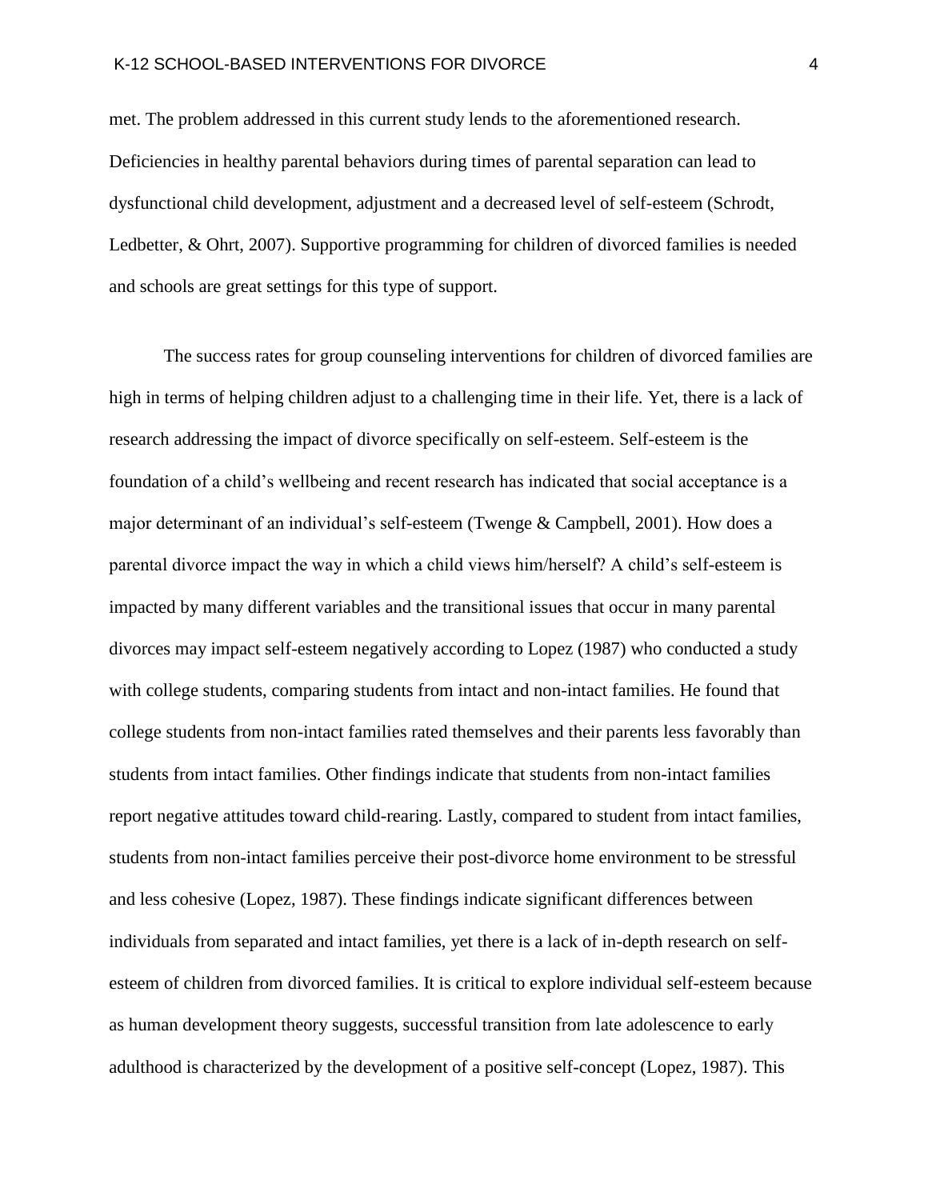met. The problem addressed in this current study lends to the aforementioned research. Deficiencies in healthy parental behaviors during times of parental separation can lead to dysfunctional child development, adjustment and a decreased level of self-esteem (Schrodt, Ledbetter, & Ohrt, 2007). Supportive programming for children of divorced families is needed and schools are great settings for this type of support.

The success rates for group counseling interventions for children of divorced families are high in terms of helping children adjust to a challenging time in their life. Yet, there is a lack of research addressing the impact of divorce specifically on self-esteem. Self-esteem is the foundation of a child's wellbeing and recent research has indicated that social acceptance is a major determinant of an individual's self-esteem (Twenge & Campbell, 2001). How does a parental divorce impact the way in which a child views him/herself? A child's self-esteem is impacted by many different variables and the transitional issues that occur in many parental divorces may impact self-esteem negatively according to Lopez (1987) who conducted a study with college students, comparing students from intact and non-intact families. He found that college students from non-intact families rated themselves and their parents less favorably than students from intact families. Other findings indicate that students from non-intact families report negative attitudes toward child-rearing. Lastly, compared to student from intact families, students from non-intact families perceive their post-divorce home environment to be stressful and less cohesive (Lopez, 1987). These findings indicate significant differences between individuals from separated and intact families, yet there is a lack of in-depth research on self-esteem of children from divorced families. It is critical to explore individual self-esteem because as human development theory suggests, successful transition from late adolescence to early adulthood is characterized by the development of a positive self-concept (Lopez, 1987). This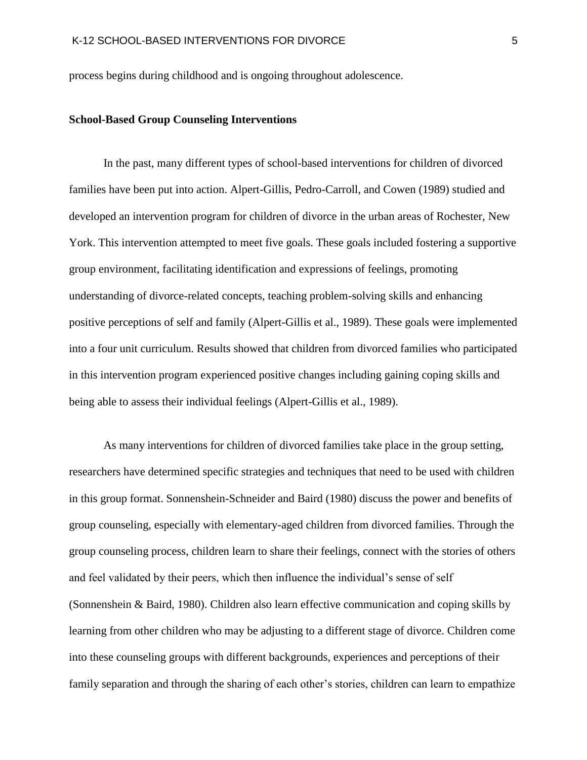process begins during childhood and is ongoing throughout adolescence.

**School-Based Group Counseling Interventions**

In the past, many different types of school-based interventions for children of divorced families have been put into action. Alpert-Gillis, Pedro-Carroll, and Cowen (1989) studied and developed an intervention program for children of divorce in the urban areas of Rochester, New York. This intervention attempted to meet five goals. These goals included fostering a supportive group environment, facilitating identification and expressions of feelings, promoting understanding of divorce-related concepts, teaching problem-solving skills and enhancing positive perceptions of self and family (Alpert-Gillis et al., 1989). These goals were implemented into a four unit curriculum. Results showed that children from divorced families who participated in this intervention program experienced positive changes including gaining coping skills and being able to assess their individual feelings (Alpert-Gillis et al., 1989).

As many interventions for children of divorced families take place in the group setting, researchers have determined specific strategies and techniques that need to be used with children in this group format. Sonnenshein-Schneider and Baird (1980) discuss the power and benefits of group counseling, especially with elementary-aged children from divorced families. Through the group counseling process, children learn to share their feelings, connect with the stories of others and feel validated by their peers, which then influence the individual's sense of self (Sonnenshein & Baird, 1980). Children also learn effective communication and coping skills by learning from other children who may be adjusting to a different stage of divorce. Children come into these counseling groups with different backgrounds, experiences and perceptions of their family separation and through the sharing of each other's stories, children can learn to empathize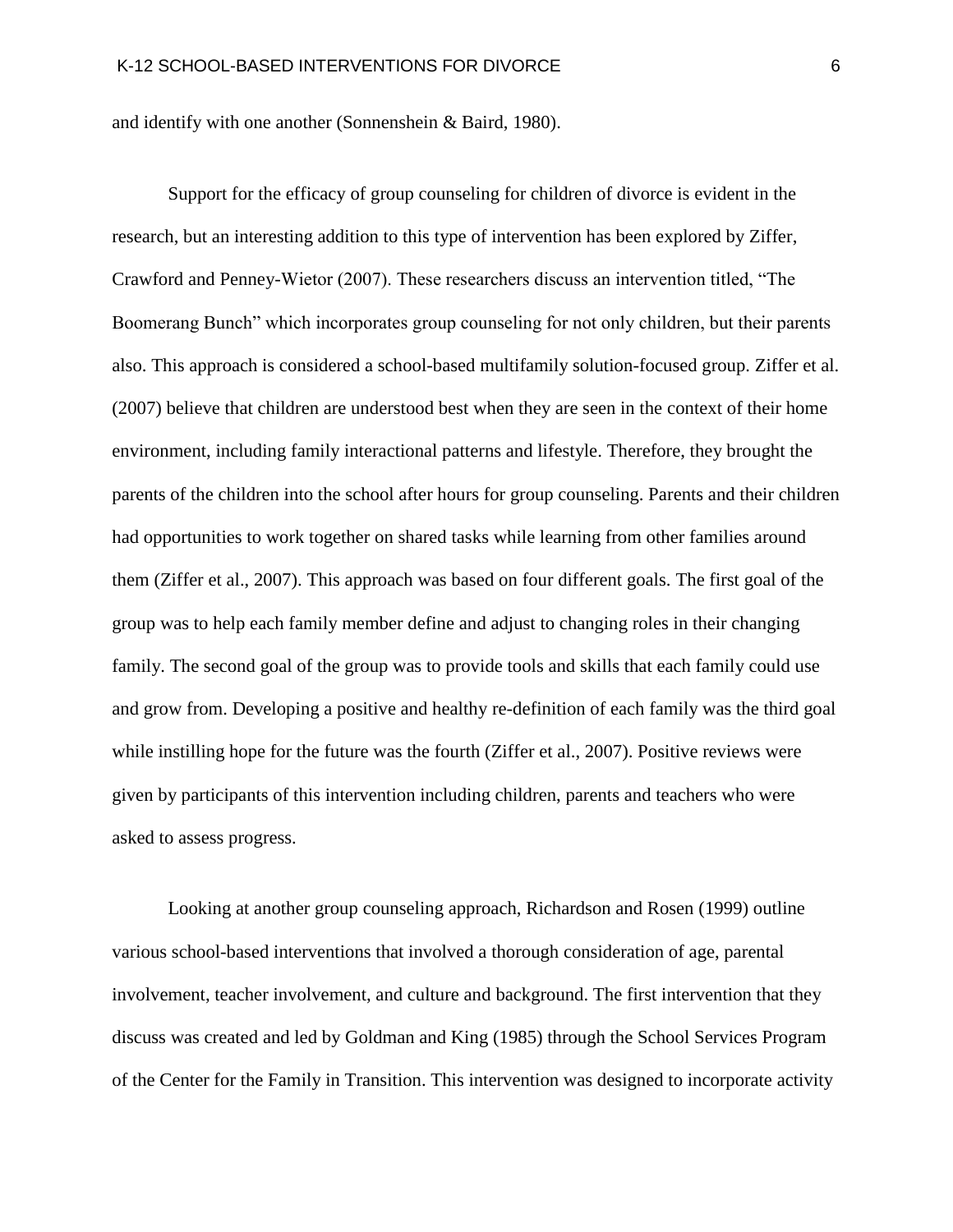and identify with one another (Sonnenshein & Baird, 1980).

Support for the efficacy of group counseling for children of divorce is evident in the research, but an interesting addition to this type of intervention has been explored by Ziffer, Crawford and Penney-Wietor (2007). These researchers discuss an intervention titled, "The Boomerang Bunch" which incorporates group counseling for not only children, but their parents also. This approach is considered a school-based multifamily solution-focused group. Ziffer et al. (2007) believe that children are understood best when they are seen in the context of their home environment, including family interactional patterns and lifestyle. Therefore, they brought the parents of the children into the school after hours for group counseling. Parents and their children had opportunities to work together on shared tasks while learning from other families around them (Ziffer et al., 2007). This approach was based on four different goals. The first goal of the group was to help each family member define and adjust to changing roles in their changing family. The second goal of the group was to provide tools and skills that each family could use and grow from. Developing a positive and healthy re-definition of each family was the third goal while instilling hope for the future was the fourth (Ziffer et al., 2007). Positive reviews were given by participants of this intervention including children, parents and teachers who were asked to assess progress.

Looking at another group counseling approach, Richardson and Rosen (1999) outline various school-based interventions that involved a thorough consideration of age, parental involvement, teacher involvement, and culture and background. The first intervention that they discuss was created and led by Goldman and King (1985) through the School Services Program of the Center for the Family in Transition. This intervention was designed to incorporate activity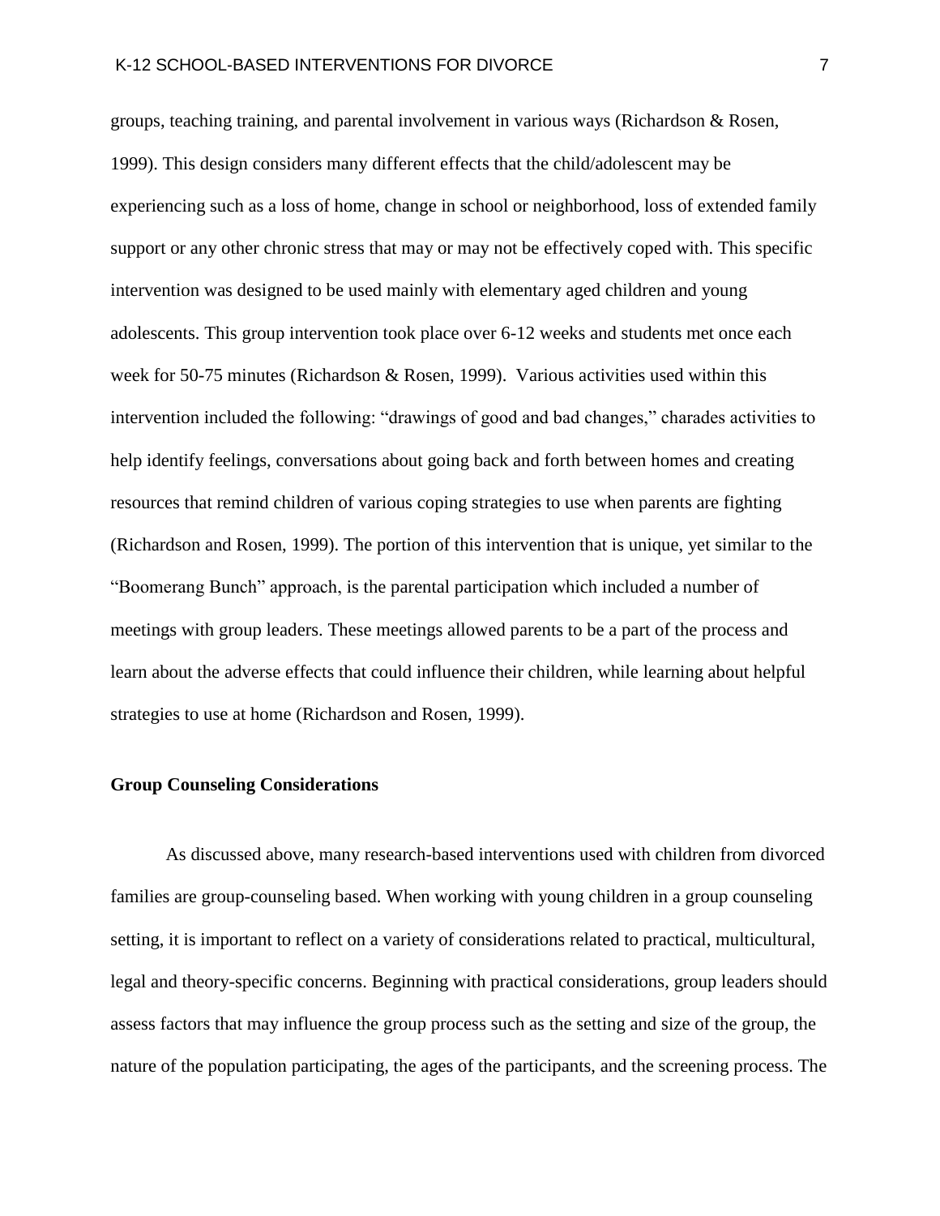groups, teaching training, and parental involvement in various ways (Richardson & Rosen, 1999). This design considers many different effects that the child/adolescent may be experiencing such as a loss of home, change in school or neighborhood, loss of extended family support or any other chronic stress that may or may not be effectively coped with. This specific intervention was designed to be used mainly with elementary aged children and young adolescents. This group intervention took place over 6-12 weeks and students met once each week for 50-75 minutes (Richardson & Rosen, 1999). Various activities used within this intervention included the following: "drawings of good and bad changes," charades activities to help identify feelings, conversations about going back and forth between homes and creating resources that remind children of various coping strategies to use when parents are fighting (Richardson and Rosen, 1999). The portion of this intervention that is unique, yet similar to the "Boomerang Bunch" approach, is the parental participation which included a number of meetings with group leaders. These meetings allowed parents to be a part of the process and learn about the adverse effects that could influence their children, while learning about helpful strategies to use at home (Richardson and Rosen, 1999).

**Group Counseling Considerations**

As discussed above, many research-based interventions used with children from divorced families are group-counseling based. When working with young children in a group counseling setting, it is important to reflect on a variety of considerations related to practical, multicultural, legal and theory-specific concerns. Beginning with practical considerations, group leaders should assess factors that may influence the group process such as the setting and size of the group, the nature of the population participating, the ages of the participants, and the screening process. The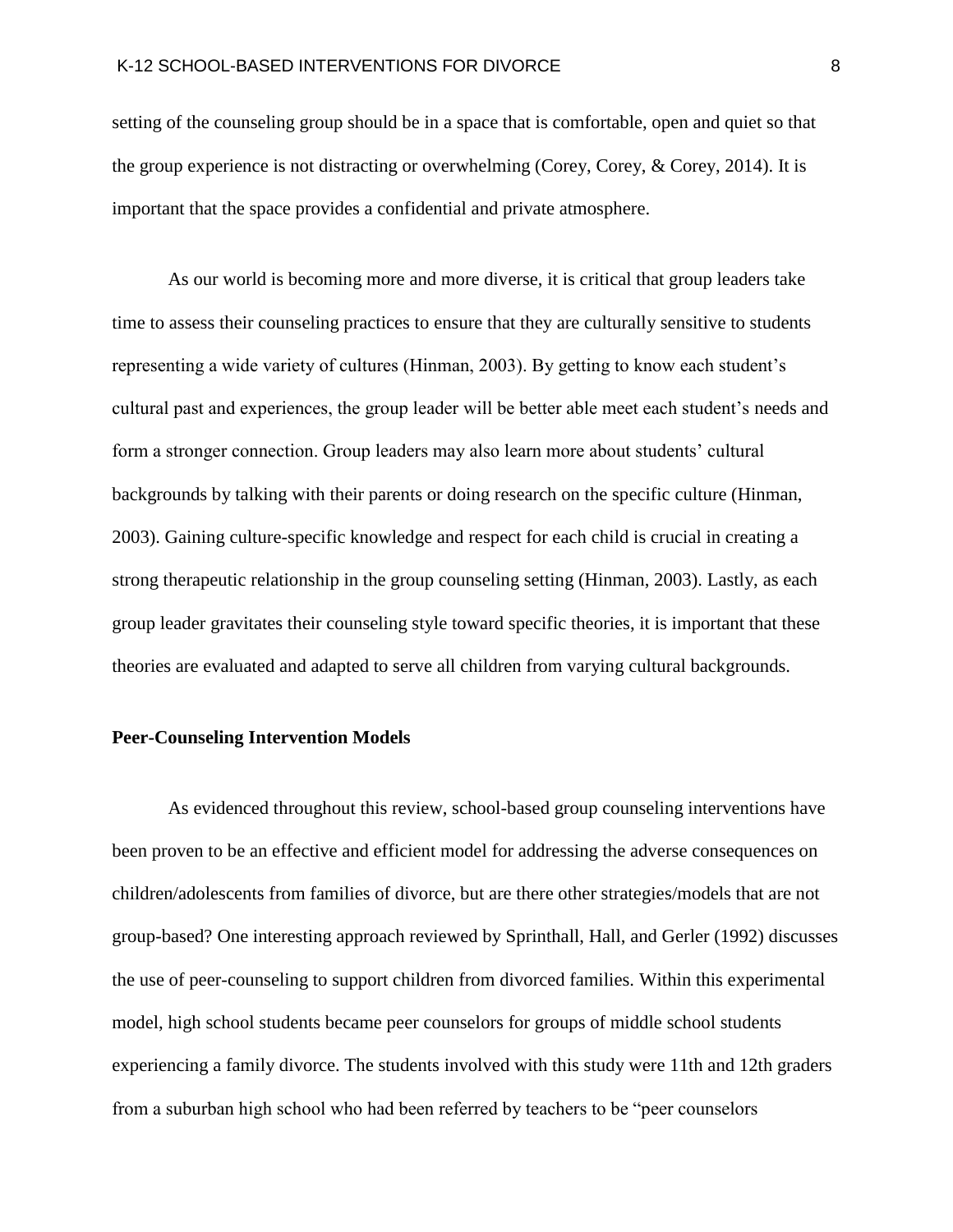setting of the counseling group should be in a space that is comfortable, open and quiet so that the group experience is not distracting or overwhelming (Corey, Corey, & Corey, 2014). It is important that the space provides a confidential and private atmosphere.

As our world is becoming more and more diverse, it is critical that group leaders take time to assess their counseling practices to ensure that they are culturally sensitive to students representing a wide variety of cultures (Hinman, 2003). By getting to know each student's cultural past and experiences, the group leader will be better able meet each student's needs and form a stronger connection. Group leaders may also learn more about students' cultural backgrounds by talking with their parents or doing research on the specific culture (Hinman, 2003). Gaining culture-specific knowledge and respect for each child is crucial in creating a strong therapeutic relationship in the group counseling setting (Hinman, 2003). Lastly, as each group leader gravitates their counseling style toward specific theories, it is important that these theories are evaluated and adapted to serve all children from varying cultural backgrounds.

**Peer-Counseling Intervention Models**

As evidenced throughout this review, school-based group counseling interventions have been proven to be an effective and efficient model for addressing the adverse consequences on children/adolescents from families of divorce, but are there other strategies/models that are not group-based? One interesting approach reviewed by Sprinthall, Hall, and Gerler (1992) discusses the use of peer-counseling to support children from divorced families. Within this experimental model, high school students became peer counselors for groups of middle school students experiencing a family divorce. The students involved with this study were 11th and 12th graders from a suburban high school who had been referred by teachers to be "peer counselors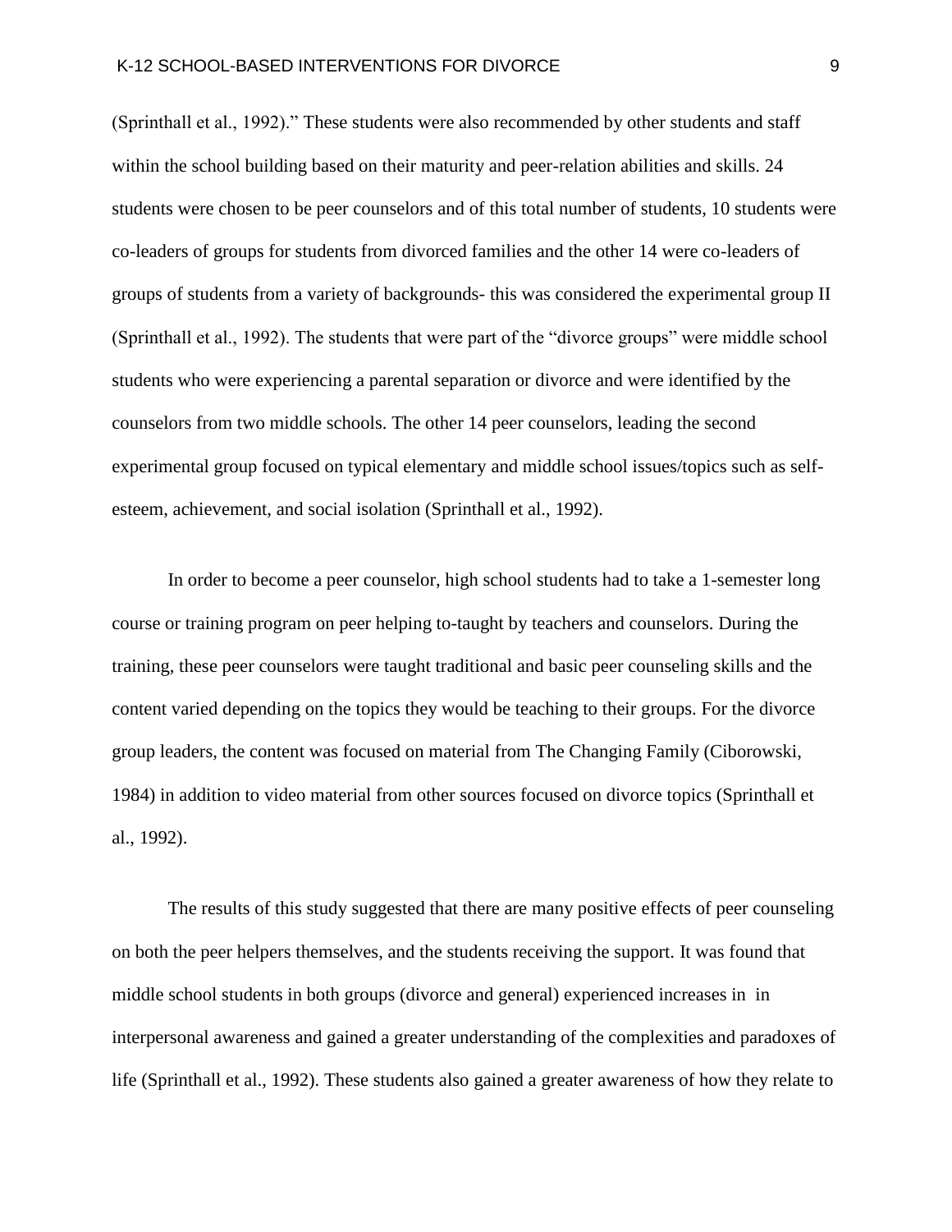(Sprinthall et al., 1992)." These students were also recommended by other students and staff within the school building based on their maturity and peer-relation abilities and skills. 24 students were chosen to be peer counselors and of this total number of students, 10 students were co-leaders of groups for students from divorced families and the other 14 were co-leaders of groups of students from a variety of backgrounds- this was considered the experimental group II (Sprinthall et al., 1992). The students that were part of the "divorce groups" were middle school students who were experiencing a parental separation or divorce and were identified by the counselors from two middle schools. The other 14 peer counselors, leading the second experimental group focused on typical elementary and middle school issues/topics such as self-esteem, achievement, and social isolation (Sprinthall et al., 1992).

In order to become a peer counselor, high school students had to take a 1-semester long course or training program on peer helping to-taught by teachers and counselors. During the training, these peer counselors were taught traditional and basic peer counseling skills and the content varied depending on the topics they would be teaching to their groups. For the divorce group leaders, the content was focused on material from The Changing Family (Ciborowski, 1984) in addition to video material from other sources focused on divorce topics (Sprinthall et al., 1992).

The results of this study suggested that there are many positive effects of peer counseling on both the peer helpers themselves, and the students receiving the support. It was found that middle school students in both groups (divorce and general) experienced increases in in interpersonal awareness and gained a greater understanding of the complexities and paradoxes of life (Sprinthall et al., 1992). These students also gained a greater awareness of how they relate to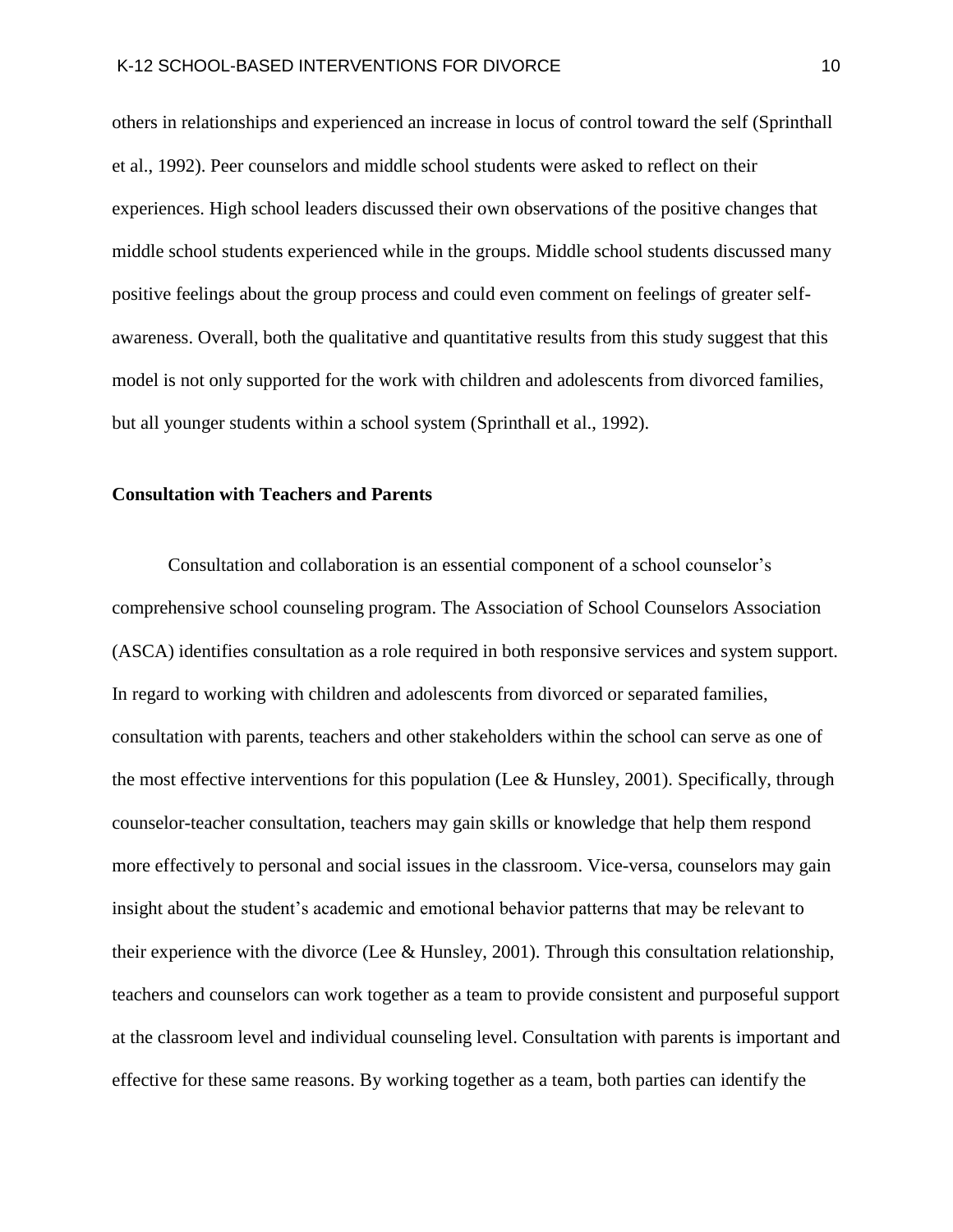others in relationships and experienced an increase in locus of control toward the self (Sprinthall et al., 1992). Peer counselors and middle school students were asked to reflect on their experiences. High school leaders discussed their own observations of the positive changes that middle school students experienced while in the groups. Middle school students discussed many positive feelings about the group process and could even comment on feelings of greater self-awareness. Overall, both the qualitative and quantitative results from this study suggest that this model is not only supported for the work with children and adolescents from divorced families, but all younger students within a school system (Sprinthall et al., 1992).

**Consultation with Teachers and Parents**

Consultation and collaboration is an essential component of a school counselor's comprehensive school counseling program. The Association of School Counselors Association (ASCA) identifies consultation as a role required in both responsive services and system support. In regard to working with children and adolescents from divorced or separated families, consultation with parents, teachers and other stakeholders within the school can serve as one of the most effective interventions for this population (Lee & Hunsley, 2001). Specifically, through counselor-teacher consultation, teachers may gain skills or knowledge that help them respond more effectively to personal and social issues in the classroom. Vice-versa, counselors may gain insight about the student's academic and emotional behavior patterns that may be relevant to their experience with the divorce (Lee & Hunsley, 2001). Through this consultation relationship, teachers and counselors can work together as a team to provide consistent and purposeful support at the classroom level and individual counseling level. Consultation with parents is important and effective for these same reasons. By working together as a team, both parties can identify the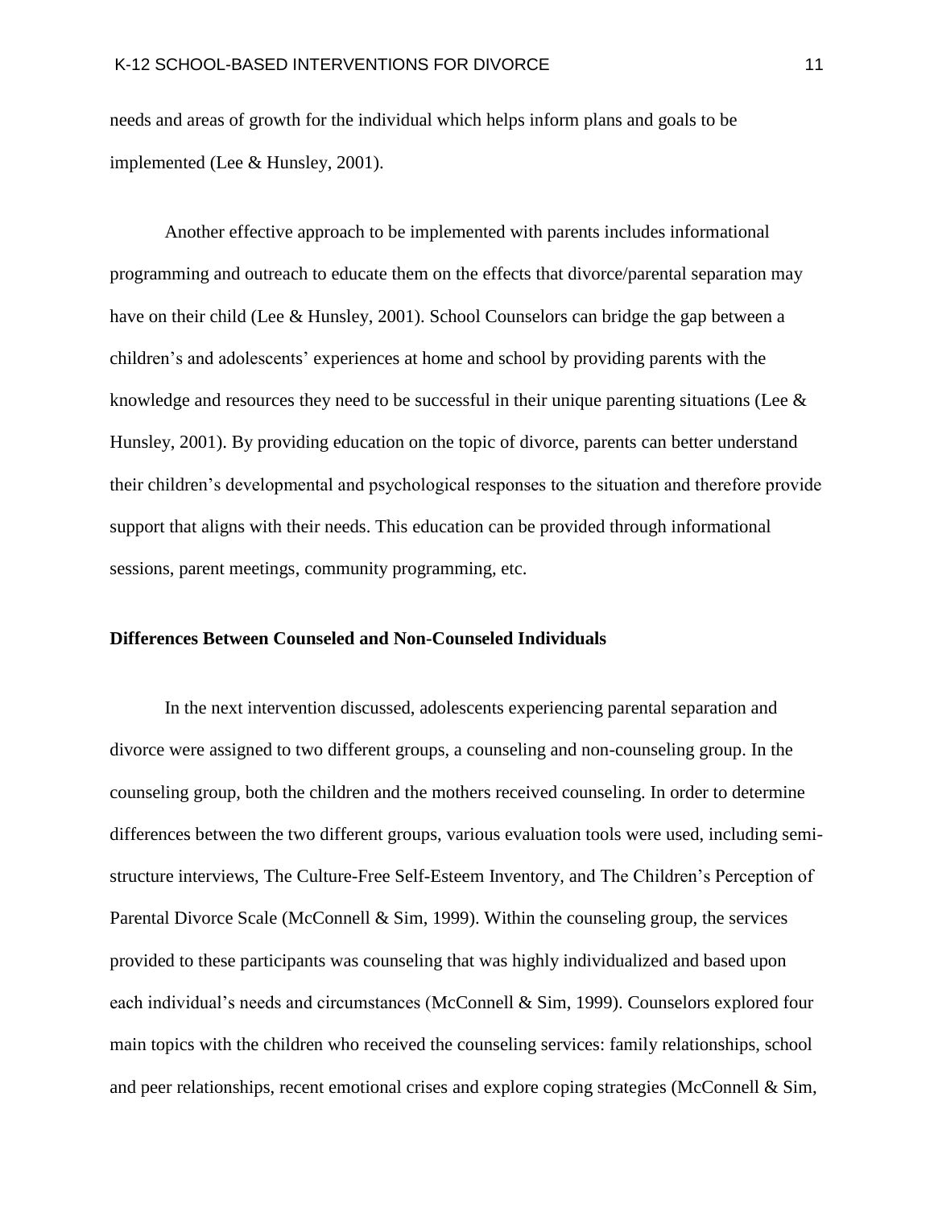needs and areas of growth for the individual which helps inform plans and goals to be implemented (Lee & Hunsley, 2001).

Another effective approach to be implemented with parents includes informational programming and outreach to educate them on the effects that divorce/parental separation may have on their child (Lee & Hunsley, 2001). School Counselors can bridge the gap between a children's and adolescents' experiences at home and school by providing parents with the knowledge and resources they need to be successful in their unique parenting situations (Lee & Hunsley, 2001). By providing education on the topic of divorce, parents can better understand their children's developmental and psychological responses to the situation and therefore provide support that aligns with their needs. This education can be provided through informational sessions, parent meetings, community programming, etc.

**Differences Between Counseled and Non-Counseled Individuals**

In the next intervention discussed, adolescents experiencing parental separation and divorce were assigned to two different groups, a counseling and non-counseling group. In the counseling group, both the children and the mothers received counseling. In order to determine differences between the two different groups, various evaluation tools were used, including semi-structure interviews, The Culture-Free Self-Esteem Inventory, and The Children's Perception of Parental Divorce Scale (McConnell & Sim, 1999). Within the counseling group, the services provided to these participants was counseling that was highly individualized and based upon each individual's needs and circumstances (McConnell & Sim, 1999). Counselors explored four main topics with the children who received the counseling services: family relationships, school and peer relationships, recent emotional crises and explore coping strategies (McConnell & Sim,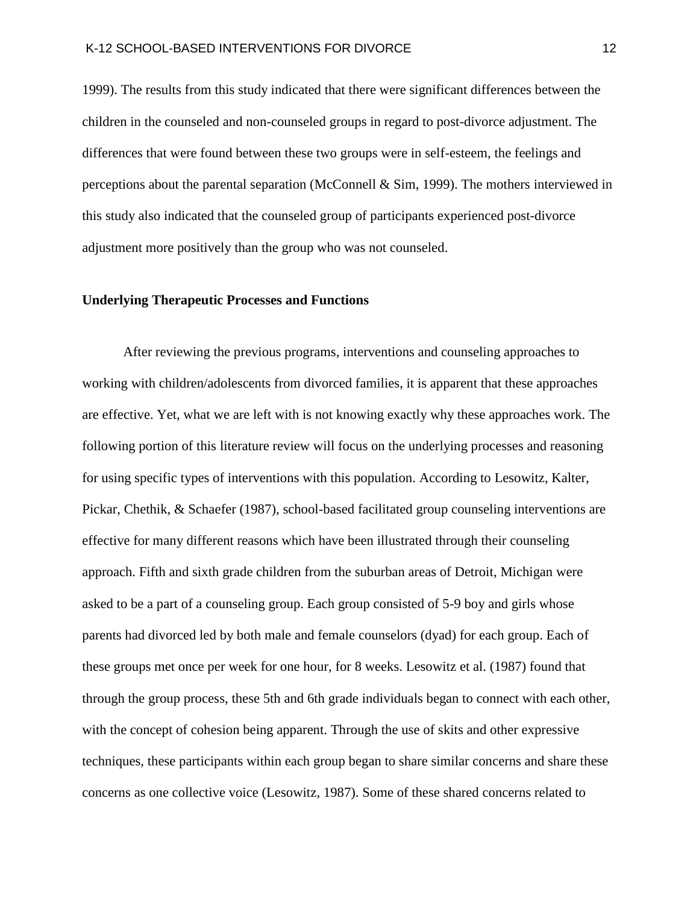1999). The results from this study indicated that there were significant differences between the children in the counseled and non-counseled groups in regard to post-divorce adjustment. The differences that were found between these two groups were in self-esteem, the feelings and perceptions about the parental separation (McConnell & Sim, 1999). The mothers interviewed in this study also indicated that the counseled group of participants experienced post-divorce adjustment more positively than the group who was not counseled.

**Underlying Therapeutic Processes and Functions**

After reviewing the previous programs, interventions and counseling approaches to working with children/adolescents from divorced families, it is apparent that these approaches are effective. Yet, what we are left with is not knowing exactly why these approaches work. The following portion of this literature review will focus on the underlying processes and reasoning for using specific types of interventions with this population. According to Lesowitz, Kalter, Pickar, Chethik, & Schaefer (1987), school-based facilitated group counseling interventions are effective for many different reasons which have been illustrated through their counseling approach. Fifth and sixth grade children from the suburban areas of Detroit, Michigan were asked to be a part of a counseling group. Each group consisted of 5-9 boy and girls whose parents had divorced led by both male and female counselors (dyad) for each group. Each of these groups met once per week for one hour, for 8 weeks. Lesowitz et al. (1987) found that through the group process, these 5th and 6th grade individuals began to connect with each other, with the concept of cohesion being apparent. Through the use of skits and other expressive techniques, these participants within each group began to share similar concerns and share these concerns as one collective voice (Lesowitz, 1987). Some of these shared concerns related to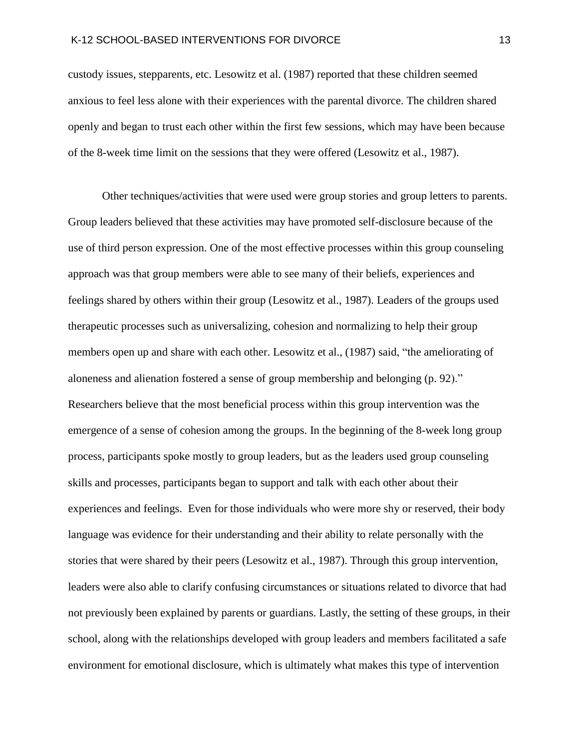custody issues, stepparents, etc. Lesowitz et al. (1987) reported that these children seemed anxious to feel less alone with their experiences with the parental divorce. The children shared openly and began to trust each other within the first few sessions, which may have been because of the 8-week time limit on the sessions that they were offered (Lesowitz et al., 1987).

Other techniques/activities that were used were group stories and group letters to parents. Group leaders believed that these activities may have promoted self-disclosure because of the use of third person expression. One of the most effective processes within this group counseling approach was that group members were able to see many of their beliefs, experiences and feelings shared by others within their group (Lesowitz et al., 1987). Leaders of the groups used therapeutic processes such as universalizing, cohesion and normalizing to help their group members open up and share with each other. Lesowitz et al., (1987) said, "the ameliorating of aloneness and alienation fostered a sense of group membership and belonging (p. 92)." Researchers believe that the most beneficial process within this group intervention was the emergence of a sense of cohesion among the groups. In the beginning of the 8-week long group process, participants spoke mostly to group leaders, but as the leaders used group counseling skills and processes, participants began to support and talk with each other about their experiences and feelings. Even for those individuals who were more shy or reserved, their body language was evidence for their understanding and their ability to relate personally with the stories that were shared by their peers (Lesowitz et al., 1987). Through this group intervention, leaders were also able to clarify confusing circumstances or situations related to divorce that had not previously been explained by parents or guardians. Lastly, the setting of these groups, in their school, along with the relationships developed with group leaders and members facilitated a safe environment for emotional disclosure, which is ultimately what makes this type of intervention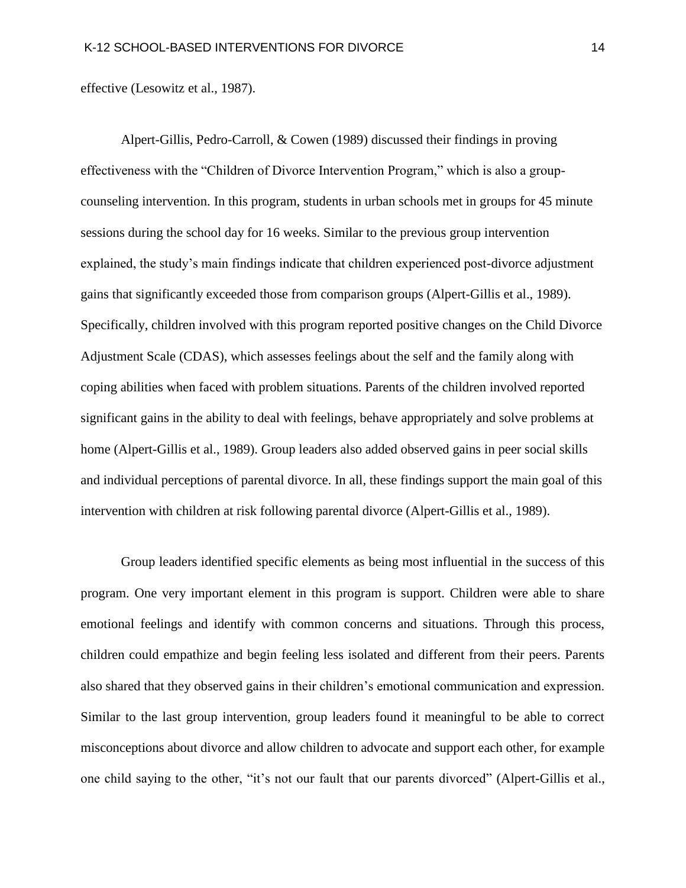effective (Lesowitz et al., 1987).

Alpert-Gillis, Pedro-Carroll, & Cowen (1989) discussed their findings in proving effectiveness with the "Children of Divorce Intervention Program," which is also a group-counseling intervention. In this program, students in urban schools met in groups for 45 minute sessions during the school day for 16 weeks. Similar to the previous group intervention explained, the study's main findings indicate that children experienced post-divorce adjustment gains that significantly exceeded those from comparison groups (Alpert-Gillis et al., 1989). Specifically, children involved with this program reported positive changes on the Child Divorce Adjustment Scale (CDAS), which assesses feelings about the self and the family along with coping abilities when faced with problem situations. Parents of the children involved reported significant gains in the ability to deal with feelings, behave appropriately and solve problems at home (Alpert-Gillis et al., 1989). Group leaders also added observed gains in peer social skills and individual perceptions of parental divorce. In all, these findings support the main goal of this intervention with children at risk following parental divorce (Alpert-Gillis et al., 1989).

Group leaders identified specific elements as being most influential in the success of this program. One very important element in this program is support. Children were able to share emotional feelings and identify with common concerns and situations. Through this process, children could empathize and begin feeling less isolated and different from their peers. Parents also shared that they observed gains in their children's emotional communication and expression. Similar to the last group intervention, group leaders found it meaningful to be able to correct misconceptions about divorce and allow children to advocate and support each other, for example one child saying to the other, "it's not our fault that our parents divorced" (Alpert-Gillis et al.,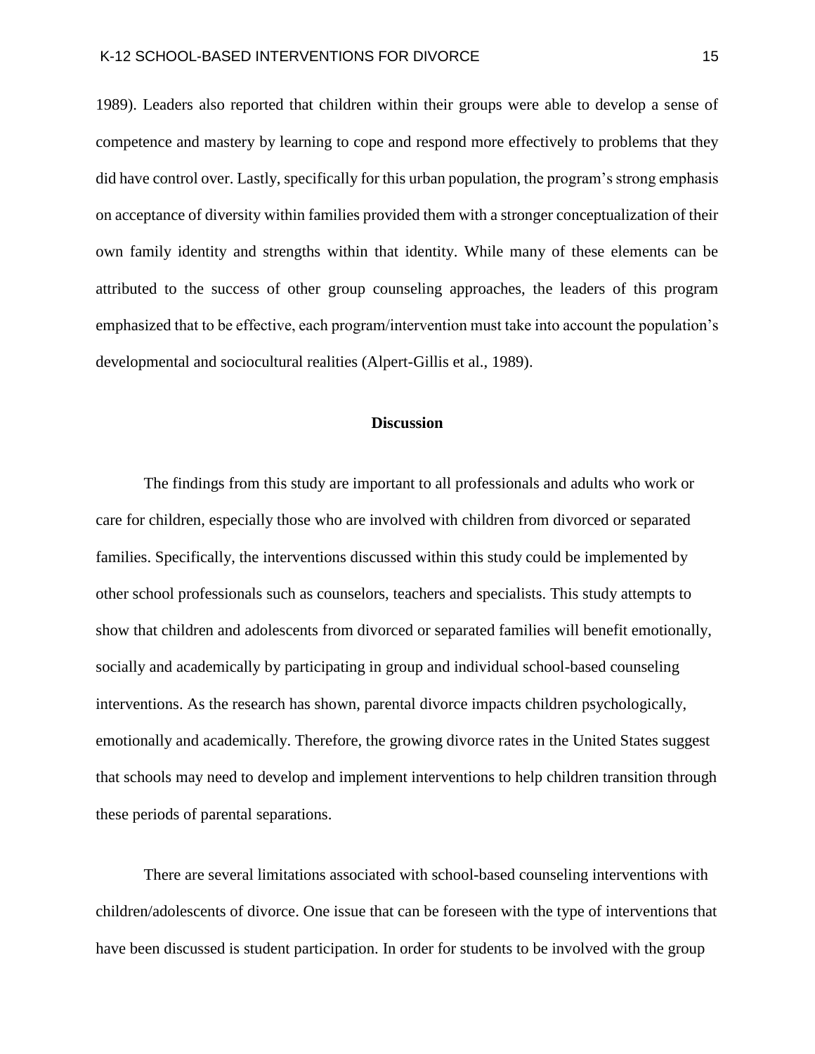1989). Leaders also reported that children within their groups were able to develop a sense of competence and mastery by learning to cope and respond more effectively to problems that they did have control over. Lastly, specifically for this urban population, the program's strong emphasis on acceptance of diversity within families provided them with a stronger conceptualization of their own family identity and strengths within that identity. While many of these elements can be attributed to the success of other group counseling approaches, the leaders of this program emphasized that to be effective, each program/intervention must take into account the population's developmental and sociocultural realities (Alpert-Gillis et al., 1989).

## Discussion

The findings from this study are important to all professionals and adults who work or care for children, especially those who are involved with children from divorced or separated families. Specifically, the interventions discussed within this study could be implemented by other school professionals such as counselors, teachers and specialists. This study attempts to show that children and adolescents from divorced or separated families will benefit emotionally, socially and academically by participating in group and individual school-based counseling interventions. As the research has shown, parental divorce impacts children psychologically, emotionally and academically. Therefore, the growing divorce rates in the United States suggest that schools may need to develop and implement interventions to help children transition through these periods of parental separations.

There are several limitations associated with school-based counseling interventions with children/adolescents of divorce. One issue that can be foreseen with the type of interventions that have been discussed is student participation. In order for students to be involved with the group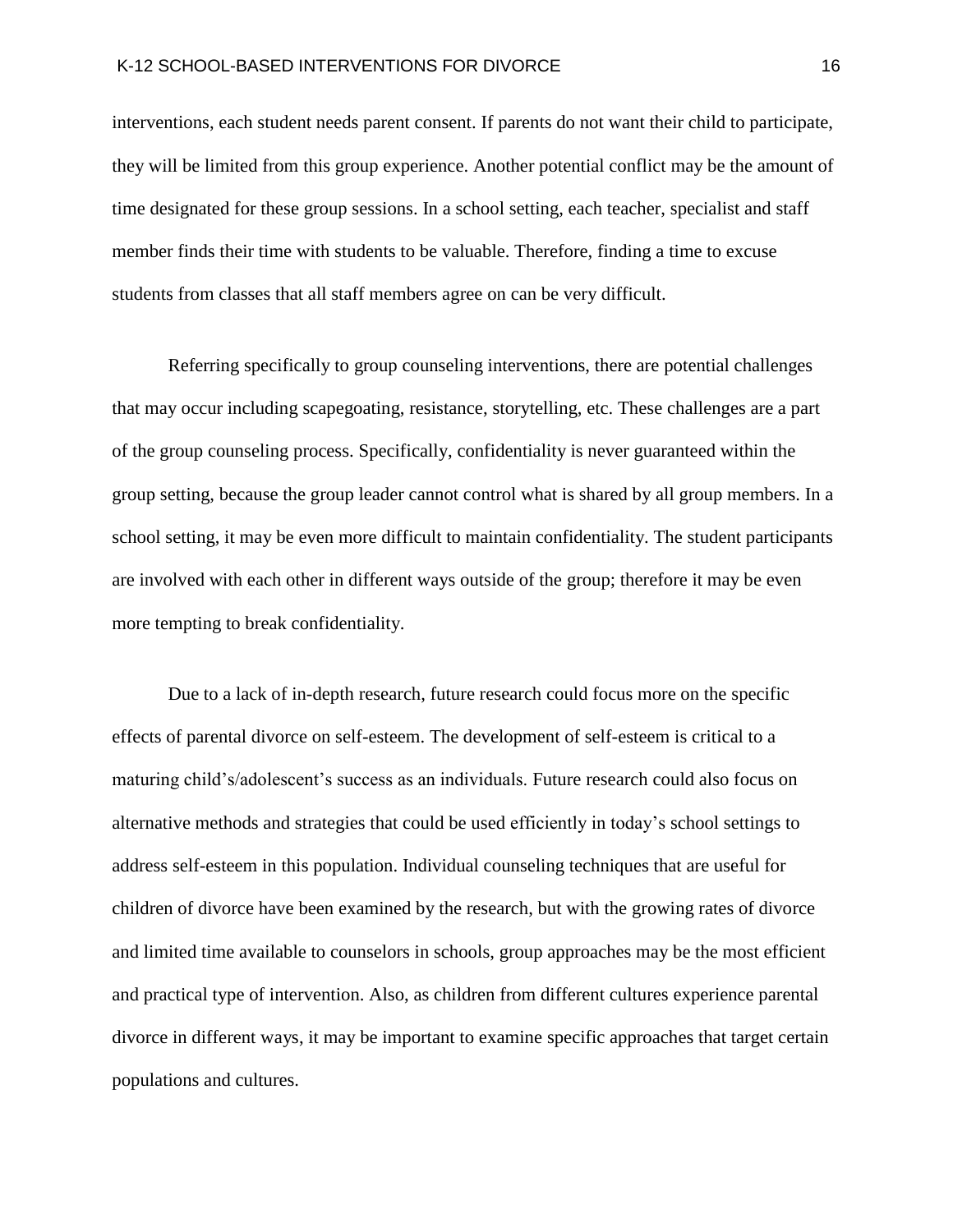interventions, each student needs parent consent. If parents do not want their child to participate, they will be limited from this group experience. Another potential conflict may be the amount of time designated for these group sessions. In a school setting, each teacher, specialist and staff member finds their time with students to be valuable. Therefore, finding a time to excuse students from classes that all staff members agree on can be very difficult.

Referring specifically to group counseling interventions, there are potential challenges that may occur including scapegoating, resistance, storytelling, etc. These challenges are a part of the group counseling process. Specifically, confidentiality is never guaranteed within the group setting, because the group leader cannot control what is shared by all group members. In a school setting, it may be even more difficult to maintain confidentiality. The student participants are involved with each other in different ways outside of the group; therefore it may be even more tempting to break confidentiality.

Due to a lack of in-depth research, future research could focus more on the specific effects of parental divorce on self-esteem. The development of self-esteem is critical to a maturing child's/adolescent's success as an individuals. Future research could also focus on alternative methods and strategies that could be used efficiently in today's school settings to address self-esteem in this population. Individual counseling techniques that are useful for children of divorce have been examined by the research, but with the growing rates of divorce and limited time available to counselors in schools, group approaches may be the most efficient and practical type of intervention. Also, as children from different cultures experience parental divorce in different ways, it may be important to examine specific approaches that target certain populations and cultures.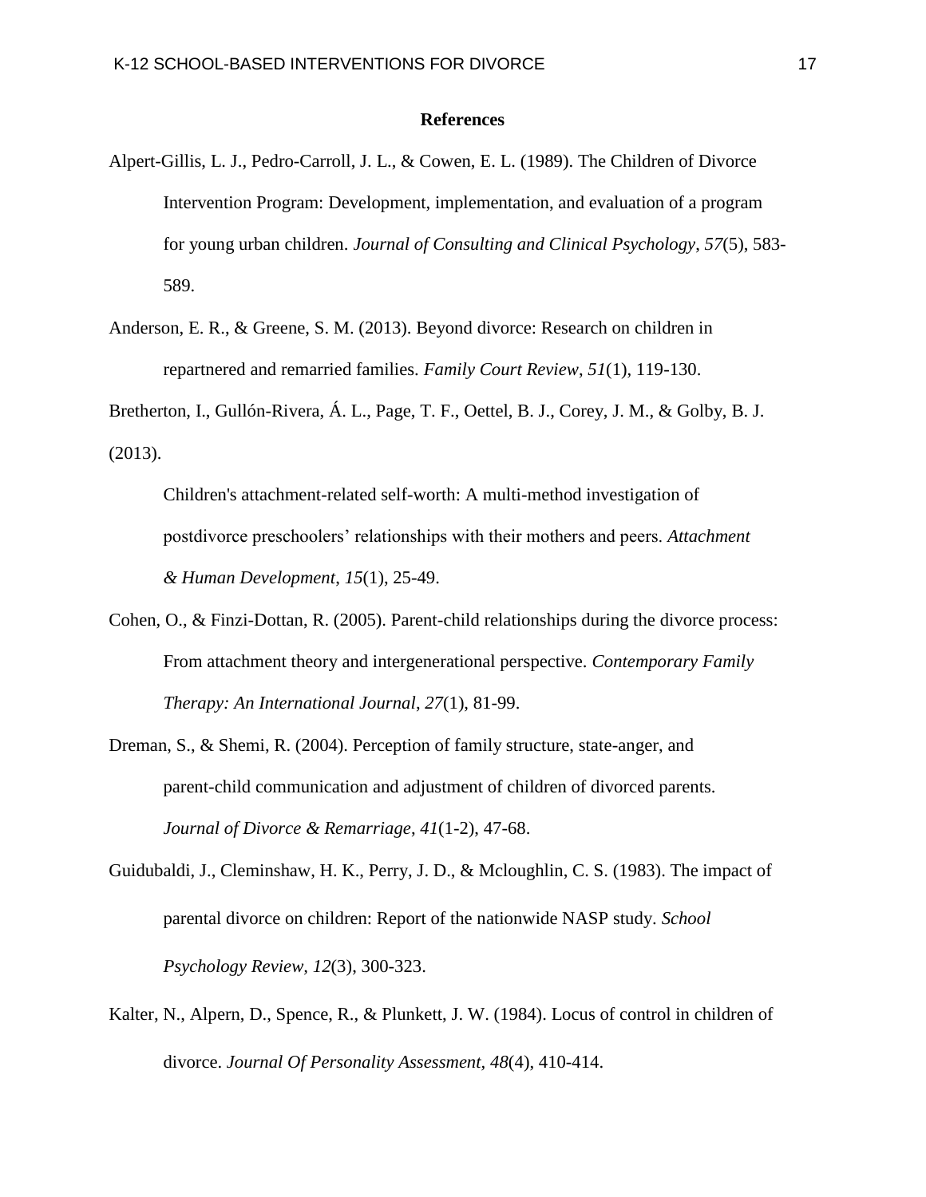# References

Alpert-Gillis, L. J., Pedro-Carroll, J. L., & Cowen, E. L. (1989). The Children of Divorce Intervention Program: Development, implementation, and evaluation of a program for young urban children. *Journal of Consulting and Clinical Psychology*, *57*(5), 583-589.

Anderson, E. R., & Greene, S. M. (2013). Beyond divorce: Research on children in repartnered and remarried families. *Family Court Review*, *51*(1), 119-130.

Bretherton, I., Gullón-Rivera, Á. L., Page, T. F., Oettel, B. J., Corey, J. M., & Golby, B. J. (2013).

Children's attachment-related self-worth: A multi-method investigation of postdivorce preschoolers' relationships with their mothers and peers. *Attachment & Human Development*, *15*(1), 25-49.

Cohen, O., & Finzi-Dottan, R. (2005). Parent-child relationships during the divorce process: From attachment theory and intergenerational perspective. *Contemporary Family Therapy: An International Journal*, *27*(1), 81-99.

Dreman, S., & Shemi, R. (2004). Perception of family structure, state-anger, and parent-child communication and adjustment of children of divorced parents. *Journal of Divorce & Remarriage*, *41*(1-2), 47-68.

Guidubaldi, J., Cleminshaw, H. K., Perry, J. D., & Mcloughlin, C. S. (1983). The impact of parental divorce on children: Report of the nationwide NASP study. *School Psychology Review, 12*(3), 300-323.

Kalter, N., Alpern, D., Spence, R., & Plunkett, J. W. (1984). Locus of control in children of divorce. *Journal Of Personality Assessment, 48*(4), 410-414.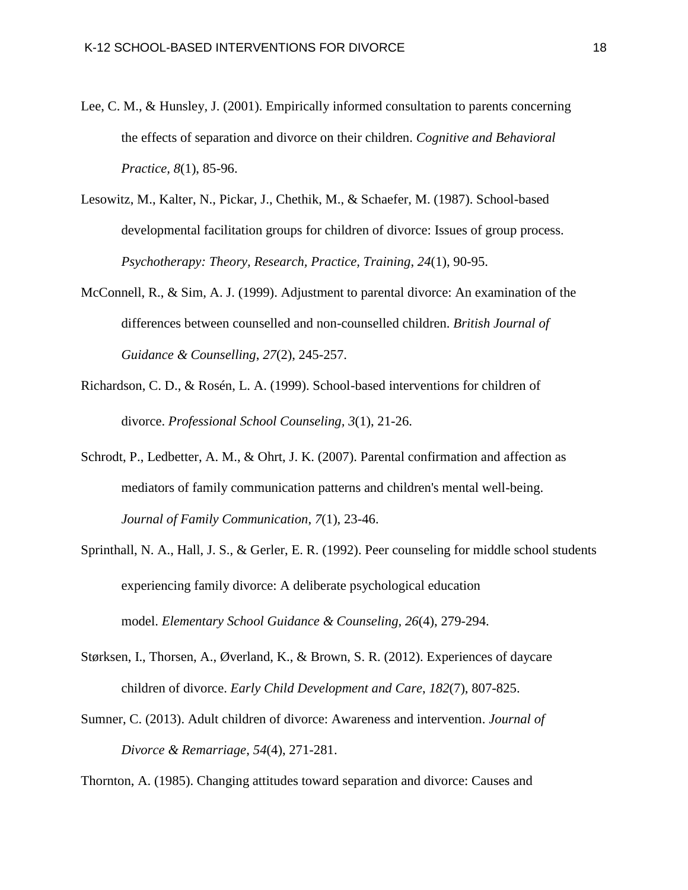Lee, C. M., & Hunsley, J. (2001). Empirically informed consultation to parents concerning the effects of separation and divorce on their children. *Cognitive and Behavioral Practice*, *8*(1), 85-96.

Lesowitz, M., Kalter, N., Pickar, J., Chethik, M., & Schaefer, M. (1987). School-based developmental facilitation groups for children of divorce: Issues of group process. *Psychotherapy: Theory, Research, Practice, Training*, *24*(1), 90-95.

McConnell, R., & Sim, A. J. (1999). Adjustment to parental divorce: An examination of the differences between counselled and non-counselled children. *British Journal of Guidance & Counselling*, *27*(2), 245-257.

Richardson, C. D., & Rosén, L. A. (1999). School-based interventions for children of divorce. *Professional School Counseling*, *3*(1), 21-26.

Schrodt, P., Ledbetter, A. M., & Ohrt, J. K. (2007). Parental confirmation and affection as mediators of family communication patterns and children's mental well-being. *Journal of Family Communication*, *7*(1), 23-46.

Sprinthall, N. A., Hall, J. S., & Gerler, E. R. (1992). Peer counseling for middle school students experiencing family divorce: A deliberate psychological education model. *Elementary School Guidance & Counseling*, *26*(4), 279-294.

Størksen, I., Thorsen, A., Øverland, K., & Brown, S. R. (2012). Experiences of daycare children of divorce. *Early Child Development and Care*, *182*(7), 807-825.

Sumner, C. (2013). Adult children of divorce: Awareness and intervention. *Journal of Divorce & Remarriage*, *54*(4), 271-281.

Thornton, A. (1985). Changing attitudes toward separation and divorce: Causes and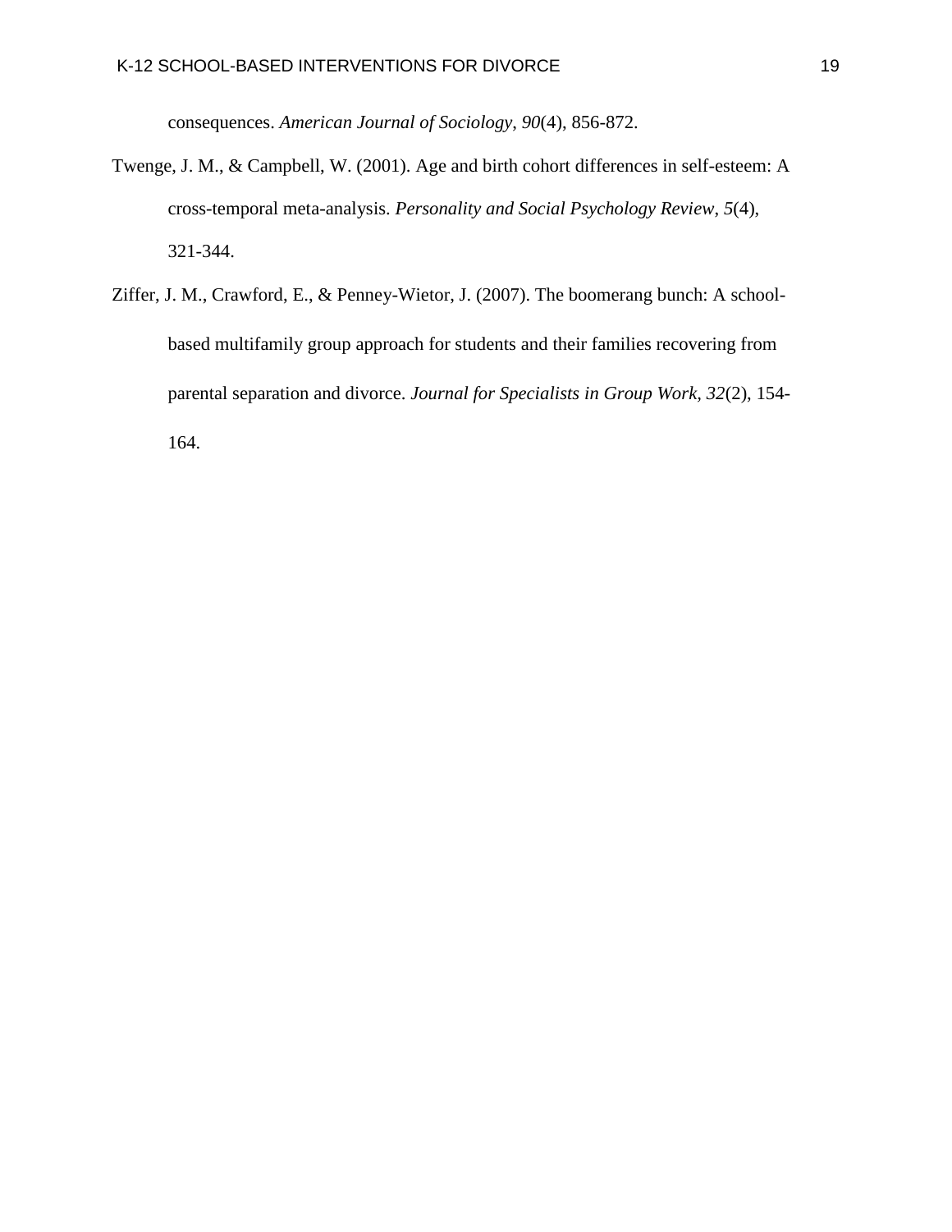consequences. *American Journal of Sociology*, *90*(4), 856-872.

Twenge, J. M., & Campbell, W. (2001). Age and birth cohort differences in self-esteem: A cross-temporal meta-analysis. *Personality and Social Psychology Review*, *5*(4), 321-344.

Ziffer, J. M., Crawford, E., & Penney-Wietor, J. (2007). The boomerang bunch: A school-based multifamily group approach for students and their families recovering from parental separation and divorce. *Journal for Specialists in Group Work*, *32*(2), 154-164.